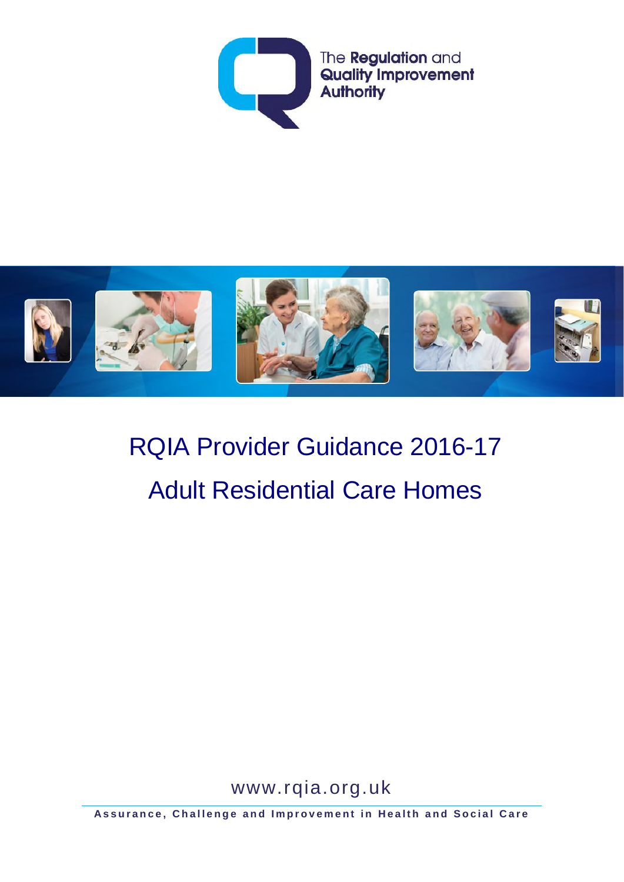The Regulation and Quality Improvement Authority

# RQIA Provider Guidance 2016-17

# Adult Residential Care Homes

www.rqia.org.uk

**Assurance, Challenge and Improvement in Health and Social Care**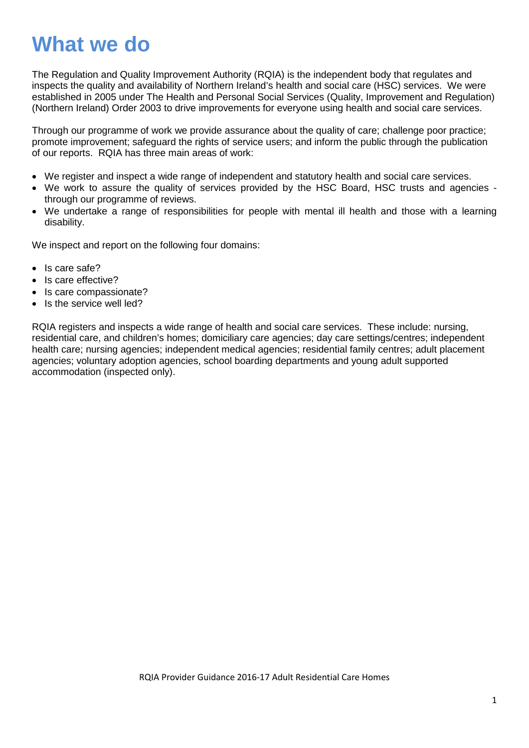# What we do

The Regulation and Quality Improvement Authority (RQIA) is the independent body that regulates and inspects the quality and availability of Northern Ireland's health and social care (HSC) services. We were established in 2005 under The Health and Personal Social Services (Quality, Improvement and Regulation) (Northern Ireland) Order 2003 to drive improvements for everyone using health and social care services.

Through our programme of work we provide assurance about the quality of care; challenge poor practice; promote improvement; safeguard the rights of service users; and inform the public through the publication of our reports. RQIA has three main areas of work:

- We register and inspect a wide range of independent and statutory health and social care services.
- We work to assure the quality of services provided by the HSC Board, HSC trusts and agencies - through our programme of reviews.
- We undertake a range of responsibilities for people with mental ill health and those with a learning disability.

We inspect and report on the following four domains:

- Is care safe?
- Is care effective?
- Is care compassionate?
- Is the service well led?

RQIA registers and inspects a wide range of health and social care services. These include: nursing, residential care, and children's homes; domiciliary care agencies; day care settings/centres; independent health care; nursing agencies; independent medical agencies; residential family centres; adult placement agencies; voluntary adoption agencies, school boarding departments and young adult supported accommodation (inspected only).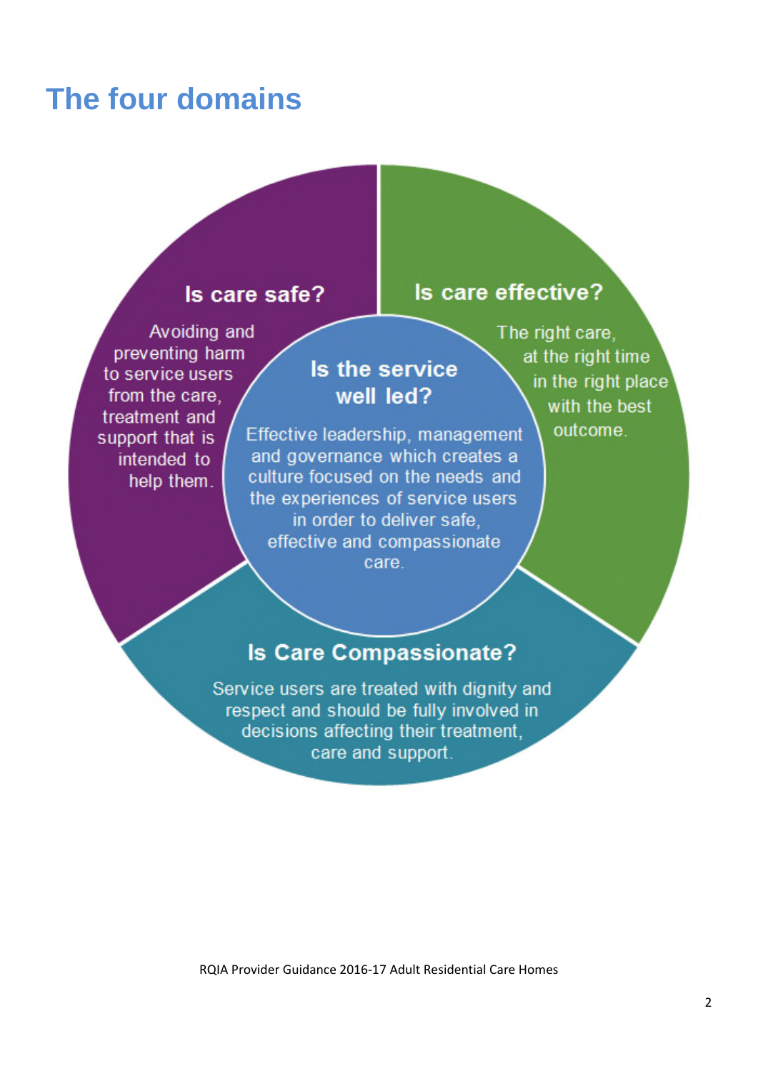# The four domains

### Is care safe?

Avoiding and preventing harm to service users from the care, treatment and support that is intended to help them.

### Is care effective?

The right care, at the right time in the right place with the best outcome.

### Is the service well led?

Effective leadership, management and governance which creates a culture focused on the needs and the experiences of service users in order to deliver safe, effective and compassionate care.

### Is Care Compassionate?

Service users are treated with dignity and respect and should be fully involved in decisions affecting their treatment, care and support.

RQIA Provider Guidance 2016-17 Adult Residential Care Homes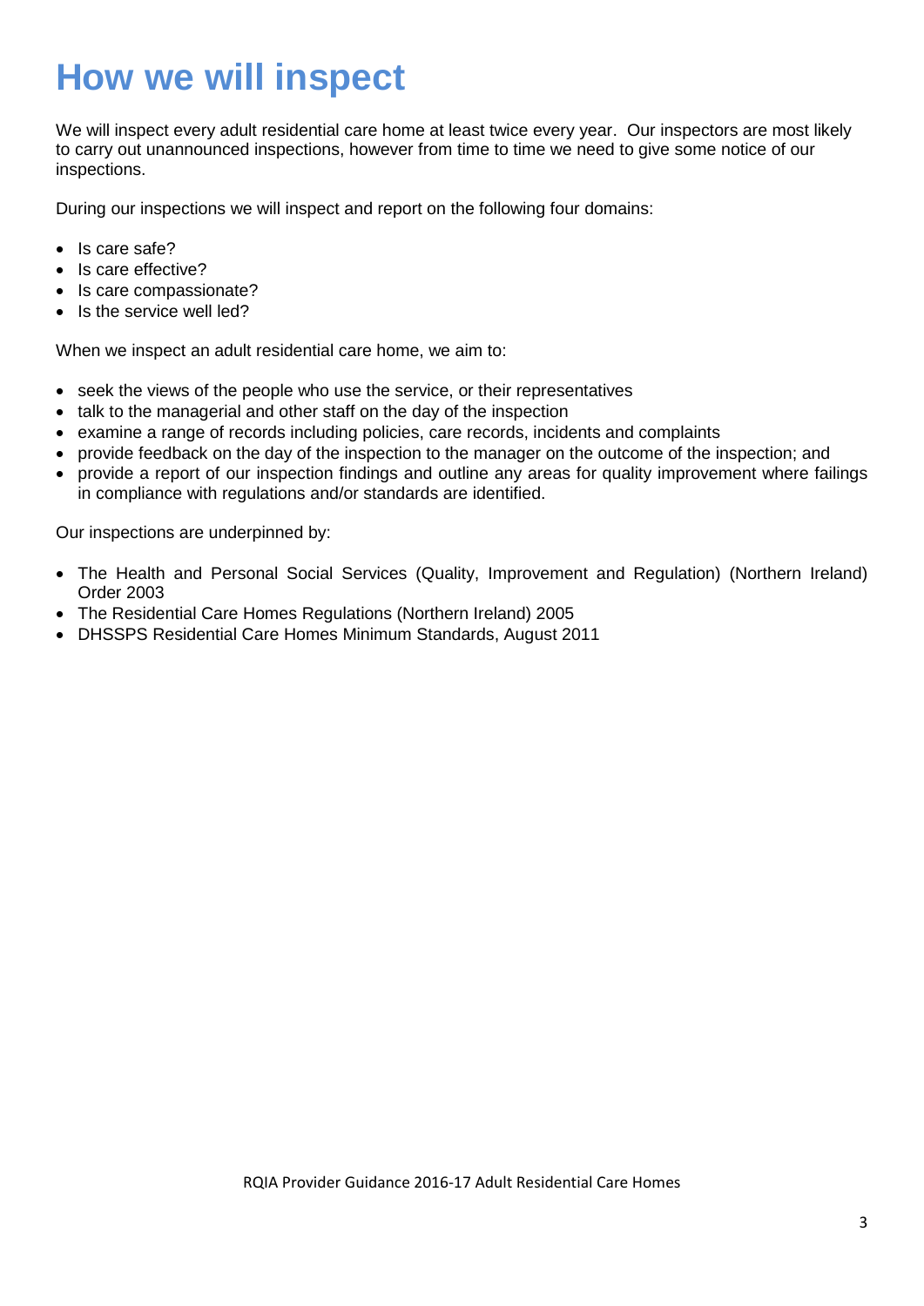# How we will inspect

We will inspect every adult residential care home at least twice every year. Our inspectors are most likely to carry out unannounced inspections, however from time to time we need to give some notice of our inspections.

During our inspections we will inspect and report on the following four domains:

- Is care safe?
- Is care effective?
- Is care compassionate?
- Is the service well led?

When we inspect an adult residential care home, we aim to:

- seek the views of the people who use the service, or their representatives
- talk to the managerial and other staff on the day of the inspection
- examine a range of records including policies, care records, incidents and complaints
- provide feedback on the day of the inspection to the manager on the outcome of the inspection; and
- provide a report of our inspection findings and outline any areas for quality improvement where failings in compliance with regulations and/or standards are identified.

Our inspections are underpinned by:

- The Health and Personal Social Services (Quality, Improvement and Regulation) (Northern Ireland) Order 2003
- The Residential Care Homes Regulations (Northern Ireland) 2005
- DHSSPS Residential Care Homes Minimum Standards, August 2011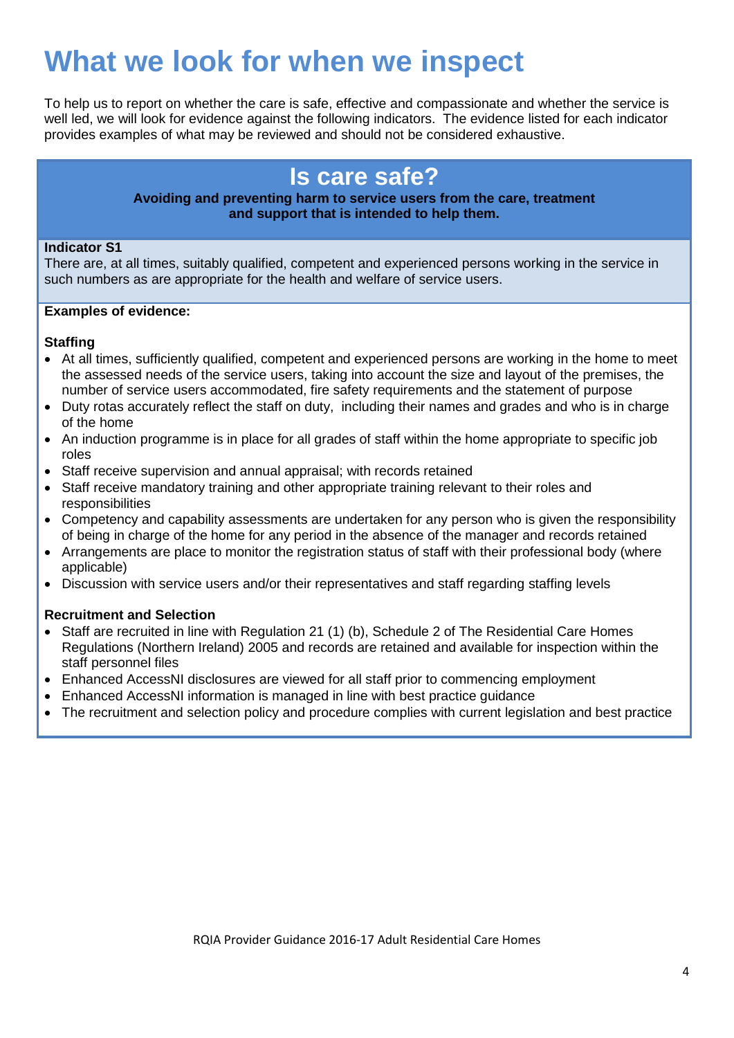# What we look for when we inspect

To help us to report on whether the care is safe, effective and compassionate and whether the service is well led, we will look for evidence against the following indicators. The evidence listed for each indicator provides examples of what may be reviewed and should not be considered exhaustive.

## Is care safe?

**Avoiding and preventing harm to service users from the care, treatment and support that is intended to help them.**

**Indicator S1**
There are, at all times, suitably qualified, competent and experienced persons working in the service in such numbers as are appropriate for the health and welfare of service users.

**Examples of evidence:**

**Staffing**

- At all times, sufficiently qualified, competent and experienced persons are working in the home to meet the assessed needs of the service users, taking into account the size and layout of the premises, the number of service users accommodated, fire safety requirements and the statement of purpose
- Duty rotas accurately reflect the staff on duty, including their names and grades and who is in charge of the home
- An induction programme is in place for all grades of staff within the home appropriate to specific job roles
- Staff receive supervision and annual appraisal; with records retained
- Staff receive mandatory training and other appropriate training relevant to their roles and responsibilities
- Competency and capability assessments are undertaken for any person who is given the responsibility of being in charge of the home for any period in the absence of the manager and records retained
- Arrangements are place to monitor the registration status of staff with their professional body (where applicable)
- Discussion with service users and/or their representatives and staff regarding staffing levels

**Recruitment and Selection**

- Staff are recruited in line with Regulation 21 (1) (b), Schedule 2 of The Residential Care Homes Regulations (Northern Ireland) 2005 and records are retained and available for inspection within the staff personnel files
- Enhanced AccessNI disclosures are viewed for all staff prior to commencing employment
- Enhanced AccessNI information is managed in line with best practice guidance
- The recruitment and selection policy and procedure complies with current legislation and best practice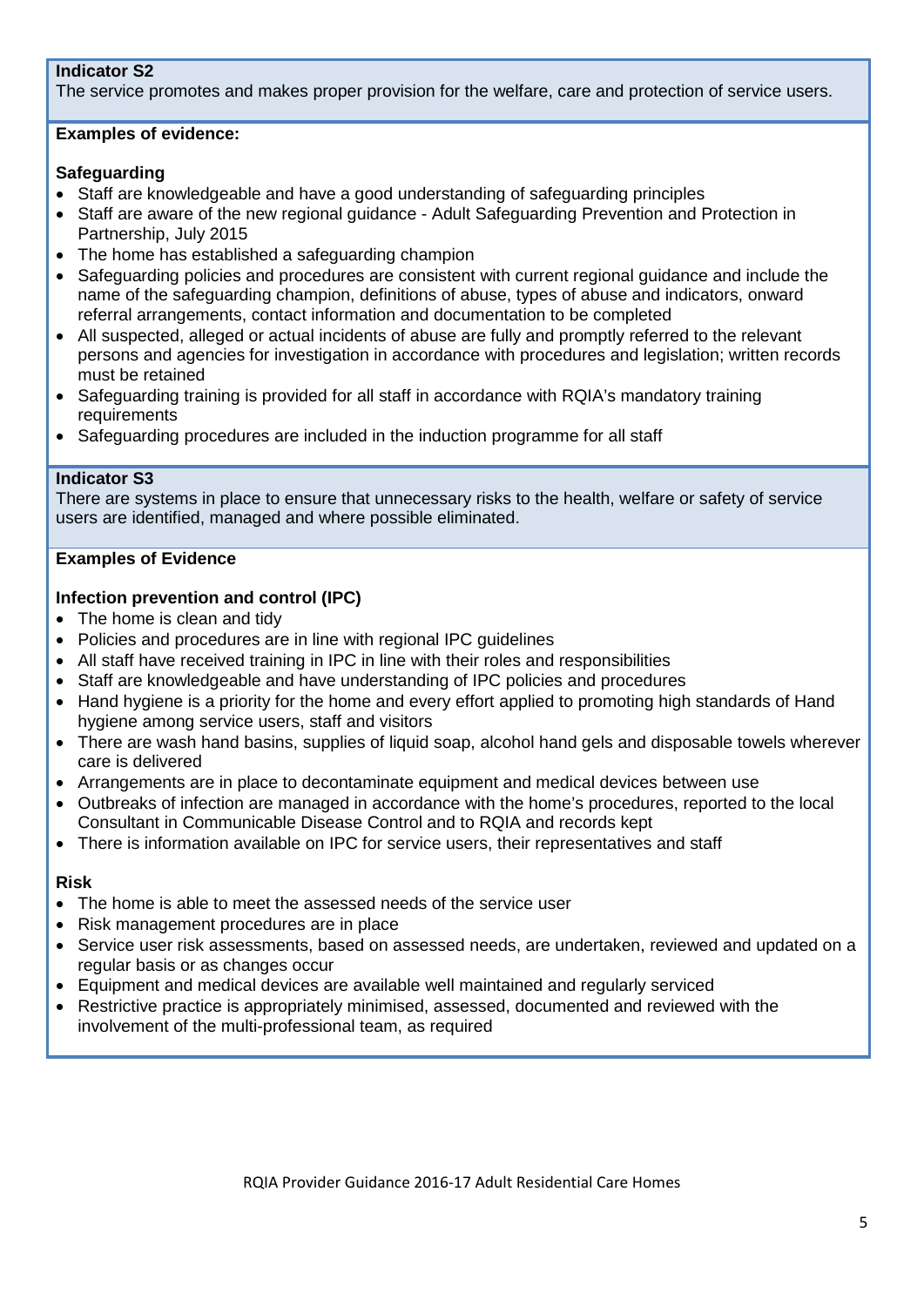**Indicator S2**
The service promotes and makes proper provision for the welfare, care and protection of service users.

**Examples of evidence:**

**Safeguarding**

- Staff are knowledgeable and have a good understanding of safeguarding principles
- Staff are aware of the new regional guidance - Adult Safeguarding Prevention and Protection in Partnership, July 2015
- The home has established a safeguarding champion
- Safeguarding policies and procedures are consistent with current regional guidance and include the name of the safeguarding champion, definitions of abuse, types of abuse and indicators, onward referral arrangements, contact information and documentation to be completed
- All suspected, alleged or actual incidents of abuse are fully and promptly referred to the relevant persons and agencies for investigation in accordance with procedures and legislation; written records must be retained
- Safeguarding training is provided for all staff in accordance with RQIA's mandatory training requirements
- Safeguarding procedures are included in the induction programme for all staff

**Indicator S3**
There are systems in place to ensure that unnecessary risks to the health, welfare or safety of service users are identified, managed and where possible eliminated.

**Examples of Evidence**

**Infection prevention and control (IPC)**

- The home is clean and tidy
- Policies and procedures are in line with regional IPC guidelines
- All staff have received training in IPC in line with their roles and responsibilities
- Staff are knowledgeable and have understanding of IPC policies and procedures
- Hand hygiene is a priority for the home and every effort applied to promoting high standards of Hand hygiene among service users, staff and visitors
- There are wash hand basins, supplies of liquid soap, alcohol hand gels and disposable towels wherever care is delivered
- Arrangements are in place to decontaminate equipment and medical devices between use
- Outbreaks of infection are managed in accordance with the home's procedures, reported to the local Consultant in Communicable Disease Control and to RQIA and records kept
- There is information available on IPC for service users, their representatives and staff

**Risk**

- The home is able to meet the assessed needs of the service user
- Risk management procedures are in place
- Service user risk assessments, based on assessed needs, are undertaken, reviewed and updated on a regular basis or as changes occur
- Equipment and medical devices are available well maintained and regularly serviced
- Restrictive practice is appropriately minimised, assessed, documented and reviewed with the involvement of the multi-professional team, as required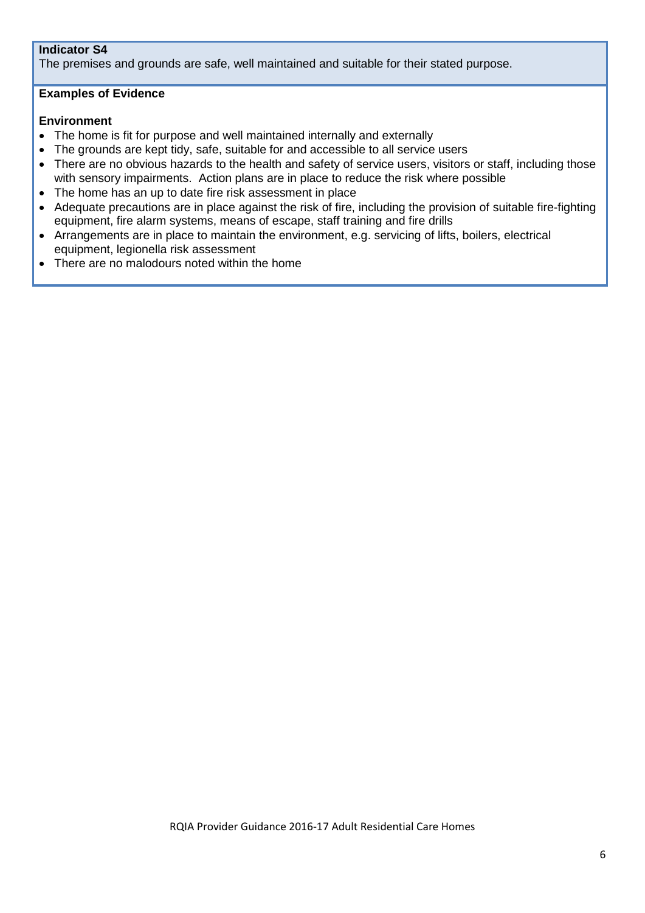**Indicator S4**

The premises and grounds are safe, well maintained and suitable for their stated purpose.

**Examples of Evidence**

**Environment**

- The home is fit for purpose and well maintained internally and externally
- The grounds are kept tidy, safe, suitable for and accessible to all service users
- There are no obvious hazards to the health and safety of service users, visitors or staff, including those with sensory impairments. Action plans are in place to reduce the risk where possible
- The home has an up to date fire risk assessment in place
- Adequate precautions are in place against the risk of fire, including the provision of suitable fire-fighting equipment, fire alarm systems, means of escape, staff training and fire drills
- Arrangements are in place to maintain the environment, e.g. servicing of lifts, boilers, electrical equipment, legionella risk assessment
- There are no malodours noted within the home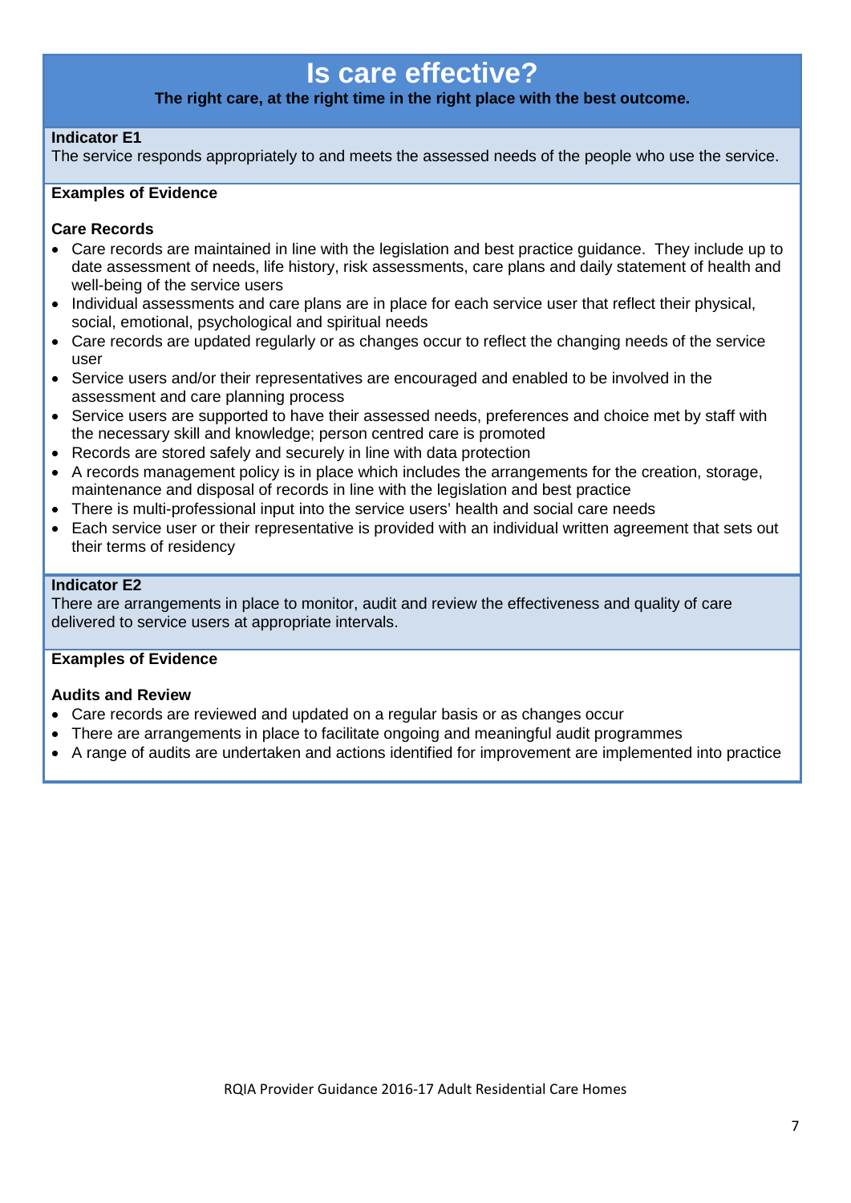# Is care effective?

**The right care, at the right time in the right place with the best outcome.**

**Indicator E1**

The service responds appropriately to and meets the assessed needs of the people who use the service.

**Examples of Evidence**

**Care Records**

- Care records are maintained in line with the legislation and best practice guidance. They include up to date assessment of needs, life history, risk assessments, care plans and daily statement of health and well-being of the service users
- Individual assessments and care plans are in place for each service user that reflect their physical, social, emotional, psychological and spiritual needs
- Care records are updated regularly or as changes occur to reflect the changing needs of the service user
- Service users and/or their representatives are encouraged and enabled to be involved in the assessment and care planning process
- Service users are supported to have their assessed needs, preferences and choice met by staff with the necessary skill and knowledge; person centred care is promoted
- Records are stored safely and securely in line with data protection
- A records management policy is in place which includes the arrangements for the creation, storage, maintenance and disposal of records in line with the legislation and best practice
- There is multi-professional input into the service users' health and social care needs
- Each service user or their representative is provided with an individual written agreement that sets out their terms of residency

**Indicator E2**

There are arrangements in place to monitor, audit and review the effectiveness and quality of care delivered to service users at appropriate intervals.

**Examples of Evidence**

**Audits and Review**

- Care records are reviewed and updated on a regular basis or as changes occur
- There are arrangements in place to facilitate ongoing and meaningful audit programmes
- A range of audits are undertaken and actions identified for improvement are implemented into practice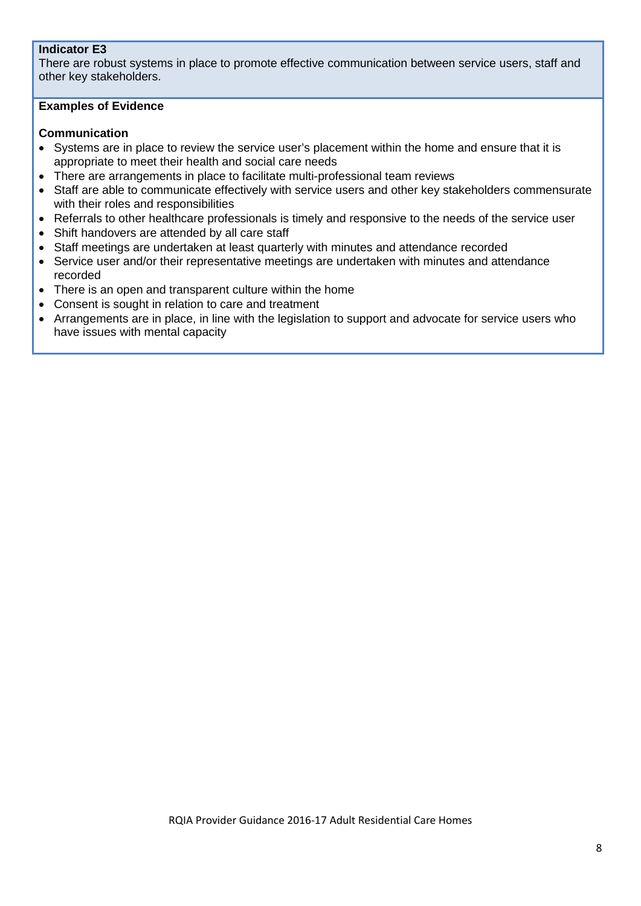**Indicator E3**

There are robust systems in place to promote effective communication between service users, staff and other key stakeholders.

**Examples of Evidence**

**Communication**

- Systems are in place to review the service user's placement within the home and ensure that it is appropriate to meet their health and social care needs
- There are arrangements in place to facilitate multi-professional team reviews
- Staff are able to communicate effectively with service users and other key stakeholders commensurate with their roles and responsibilities
- Referrals to other healthcare professionals is timely and responsive to the needs of the service user
- Shift handovers are attended by all care staff
- Staff meetings are undertaken at least quarterly with minutes and attendance recorded
- Service user and/or their representative meetings are undertaken with minutes and attendance recorded
- There is an open and transparent culture within the home
- Consent is sought in relation to care and treatment
- Arrangements are in place, in line with the legislation to support and advocate for service users who have issues with mental capacity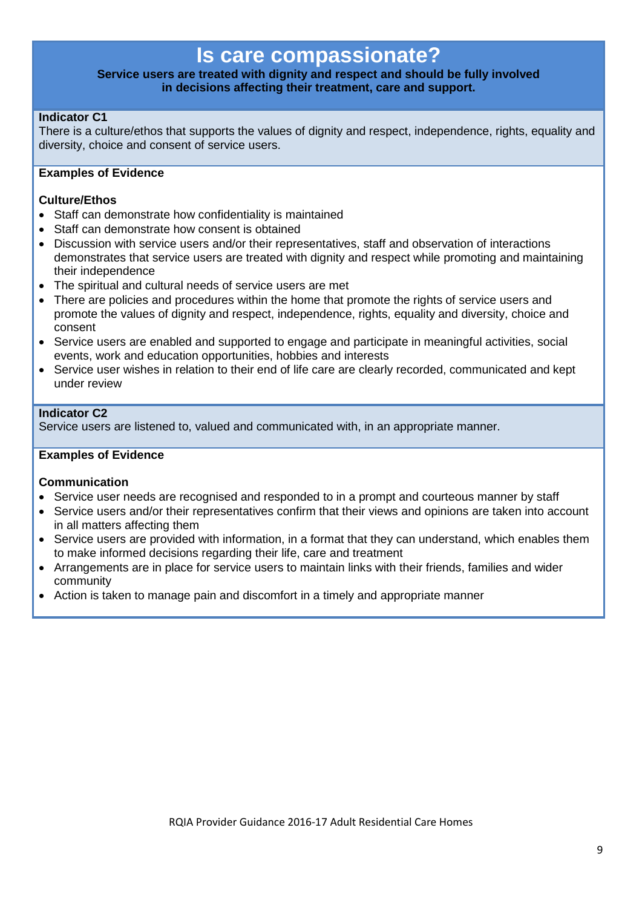# Is care compassionate?

**Service users are treated with dignity and respect and should be fully involved in decisions affecting their treatment, care and support.**

**Indicator C1**

There is a culture/ethos that supports the values of dignity and respect, independence, rights, equality and diversity, choice and consent of service users.

**Examples of Evidence**

**Culture/Ethos**

- Staff can demonstrate how confidentiality is maintained
- Staff can demonstrate how consent is obtained
- Discussion with service users and/or their representatives, staff and observation of interactions demonstrates that service users are treated with dignity and respect while promoting and maintaining their independence
- The spiritual and cultural needs of service users are met
- There are policies and procedures within the home that promote the rights of service users and promote the values of dignity and respect, independence, rights, equality and diversity, choice and consent
- Service users are enabled and supported to engage and participate in meaningful activities, social events, work and education opportunities, hobbies and interests
- Service user wishes in relation to their end of life care are clearly recorded, communicated and kept under review

**Indicator C2**

Service users are listened to, valued and communicated with, in an appropriate manner.

**Examples of Evidence**

**Communication**

- Service user needs are recognised and responded to in a prompt and courteous manner by staff
- Service users and/or their representatives confirm that their views and opinions are taken into account in all matters affecting them
- Service users are provided with information, in a format that they can understand, which enables them to make informed decisions regarding their life, care and treatment
- Arrangements are in place for service users to maintain links with their friends, families and wider community
- Action is taken to manage pain and discomfort in a timely and appropriate manner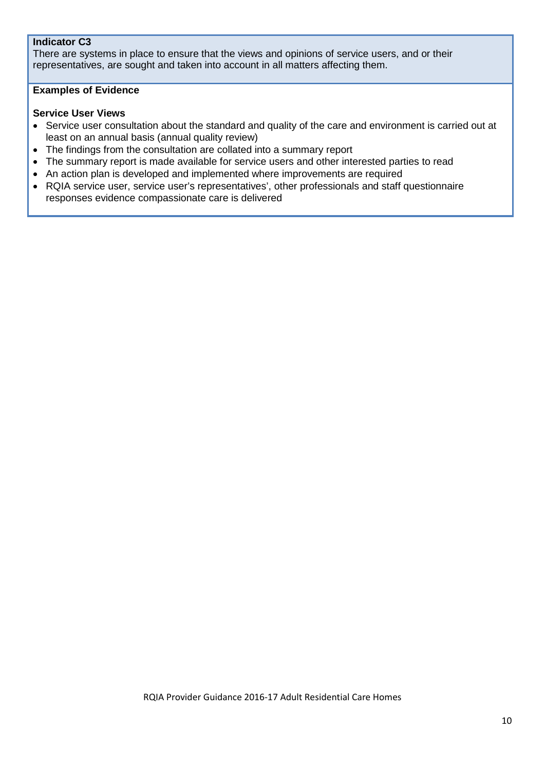**Indicator C3**
There are systems in place to ensure that the views and opinions of service users, and or their representatives, are sought and taken into account in all matters affecting them.

**Examples of Evidence**

**Service User Views**

- Service user consultation about the standard and quality of the care and environment is carried out at least on an annual basis (annual quality review)
- The findings from the consultation are collated into a summary report
- The summary report is made available for service users and other interested parties to read
- An action plan is developed and implemented where improvements are required
- RQIA service user, service user's representatives', other professionals and staff questionnaire responses evidence compassionate care is delivered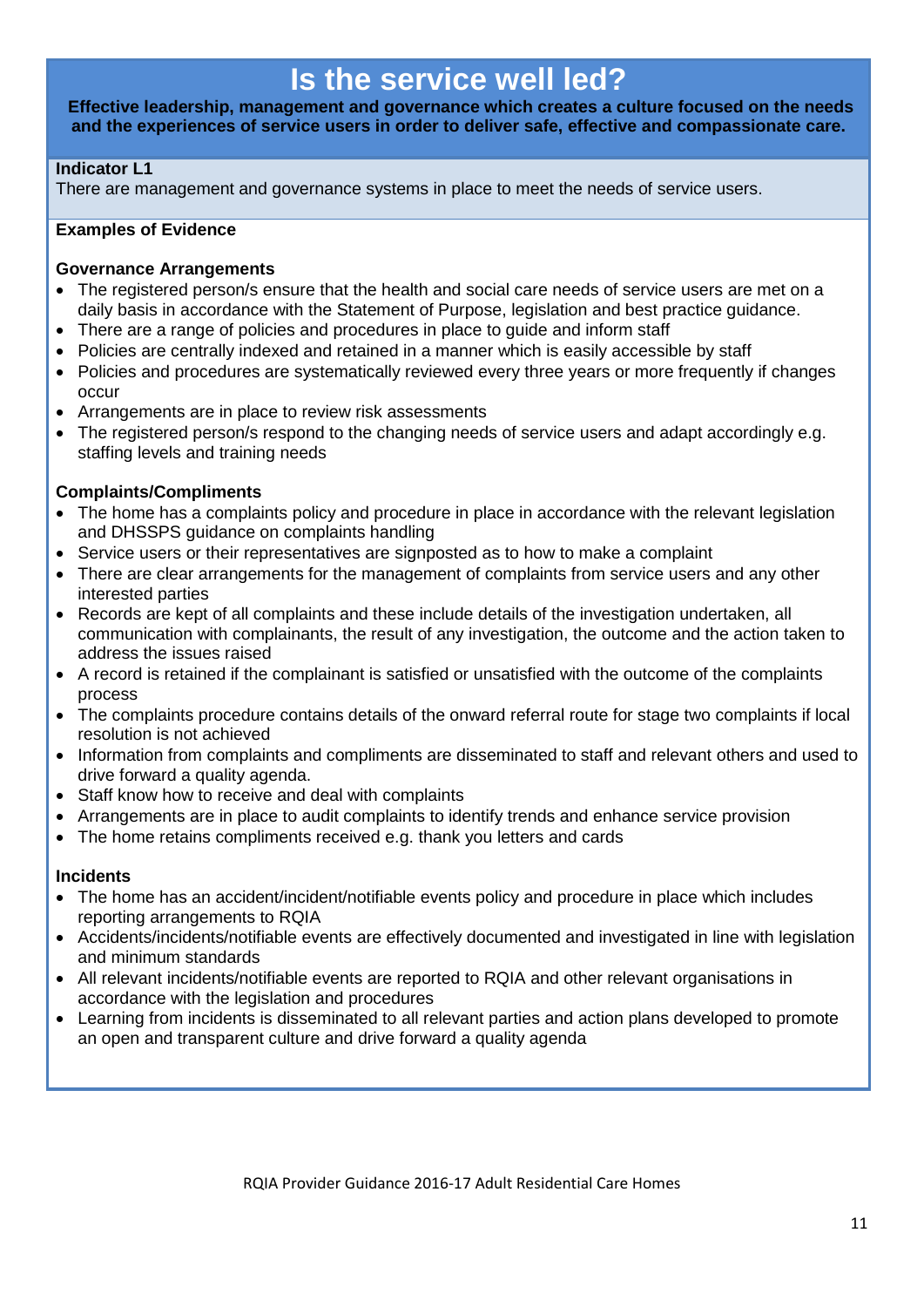# Is the service well led?

**Effective leadership, management and governance which creates a culture focused on the needs and the experiences of service users in order to deliver safe, effective and compassionate care.**

**Indicator L1**

There are management and governance systems in place to meet the needs of service users.

**Examples of Evidence**

**Governance Arrangements**

- The registered person/s ensure that the health and social care needs of service users are met on a daily basis in accordance with the Statement of Purpose, legislation and best practice guidance.
- There are a range of policies and procedures in place to guide and inform staff
- Policies are centrally indexed and retained in a manner which is easily accessible by staff
- Policies and procedures are systematically reviewed every three years or more frequently if changes occur
- Arrangements are in place to review risk assessments
- The registered person/s respond to the changing needs of service users and adapt accordingly e.g. staffing levels and training needs

**Complaints/Compliments**

- The home has a complaints policy and procedure in place in accordance with the relevant legislation and DHSSPS guidance on complaints handling
- Service users or their representatives are signposted as to how to make a complaint
- There are clear arrangements for the management of complaints from service users and any other interested parties
- Records are kept of all complaints and these include details of the investigation undertaken, all communication with complainants, the result of any investigation, the outcome and the action taken to address the issues raised
- A record is retained if the complainant is satisfied or unsatisfied with the outcome of the complaints process
- The complaints procedure contains details of the onward referral route for stage two complaints if local resolution is not achieved
- Information from complaints and compliments are disseminated to staff and relevant others and used to drive forward a quality agenda.
- Staff know how to receive and deal with complaints
- Arrangements are in place to audit complaints to identify trends and enhance service provision
- The home retains compliments received e.g. thank you letters and cards

**Incidents**

- The home has an accident/incident/notifiable events policy and procedure in place which includes reporting arrangements to RQIA
- Accidents/incidents/notifiable events are effectively documented and investigated in line with legislation and minimum standards
- All relevant incidents/notifiable events are reported to RQIA and other relevant organisations in accordance with the legislation and procedures
- Learning from incidents is disseminated to all relevant parties and action plans developed to promote an open and transparent culture and drive forward a quality agenda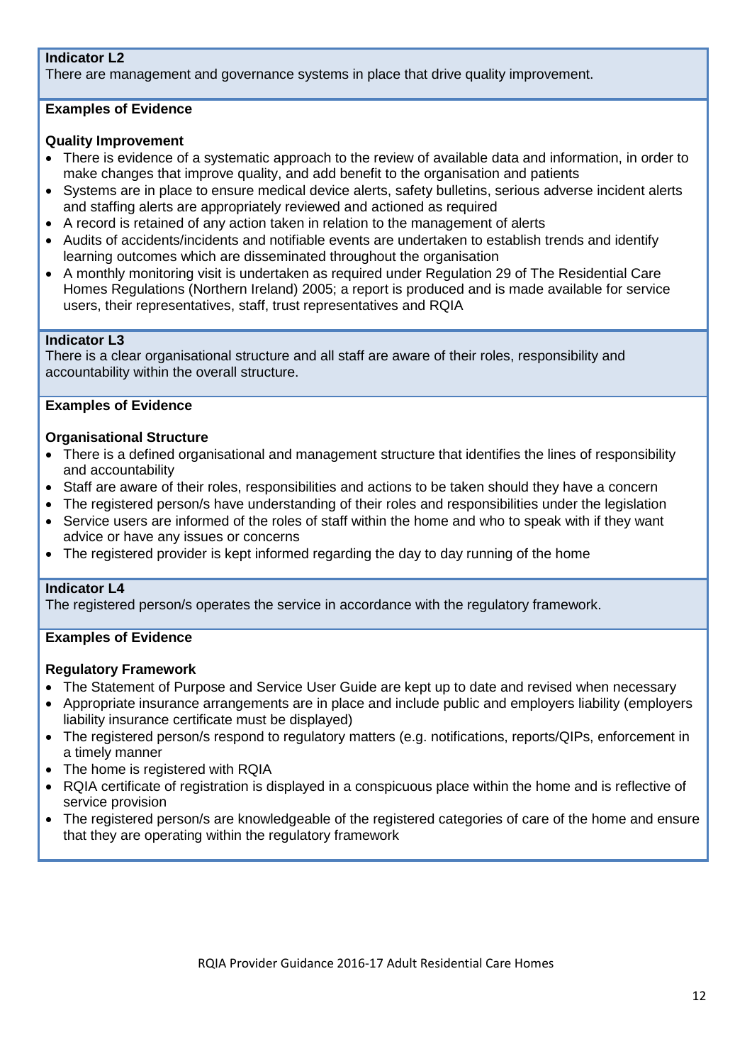**Indicator L2**

There are management and governance systems in place that drive quality improvement.

**Examples of Evidence**

**Quality Improvement**

- There is evidence of a systematic approach to the review of available data and information, in order to make changes that improve quality, and add benefit to the organisation and patients
- Systems are in place to ensure medical device alerts, safety bulletins, serious adverse incident alerts and staffing alerts are appropriately reviewed and actioned as required
- A record is retained of any action taken in relation to the management of alerts
- Audits of accidents/incidents and notifiable events are undertaken to establish trends and identify learning outcomes which are disseminated throughout the organisation
- A monthly monitoring visit is undertaken as required under Regulation 29 of The Residential Care Homes Regulations (Northern Ireland) 2005; a report is produced and is made available for service users, their representatives, staff, trust representatives and RQIA

**Indicator L3**

There is a clear organisational structure and all staff are aware of their roles, responsibility and accountability within the overall structure.

**Examples of Evidence**

**Organisational Structure**

- There is a defined organisational and management structure that identifies the lines of responsibility and accountability
- Staff are aware of their roles, responsibilities and actions to be taken should they have a concern
- The registered person/s have understanding of their roles and responsibilities under the legislation
- Service users are informed of the roles of staff within the home and who to speak with if they want advice or have any issues or concerns
- The registered provider is kept informed regarding the day to day running of the home

**Indicator L4**

The registered person/s operates the service in accordance with the regulatory framework.

**Examples of Evidence**

**Regulatory Framework**

- The Statement of Purpose and Service User Guide are kept up to date and revised when necessary
- Appropriate insurance arrangements are in place and include public and employers liability (employers liability insurance certificate must be displayed)
- The registered person/s respond to regulatory matters (e.g. notifications, reports/QIPs, enforcement in a timely manner
- The home is registered with RQIA
- RQIA certificate of registration is displayed in a conspicuous place within the home and is reflective of service provision
- The registered person/s are knowledgeable of the registered categories of care of the home and ensure that they are operating within the regulatory framework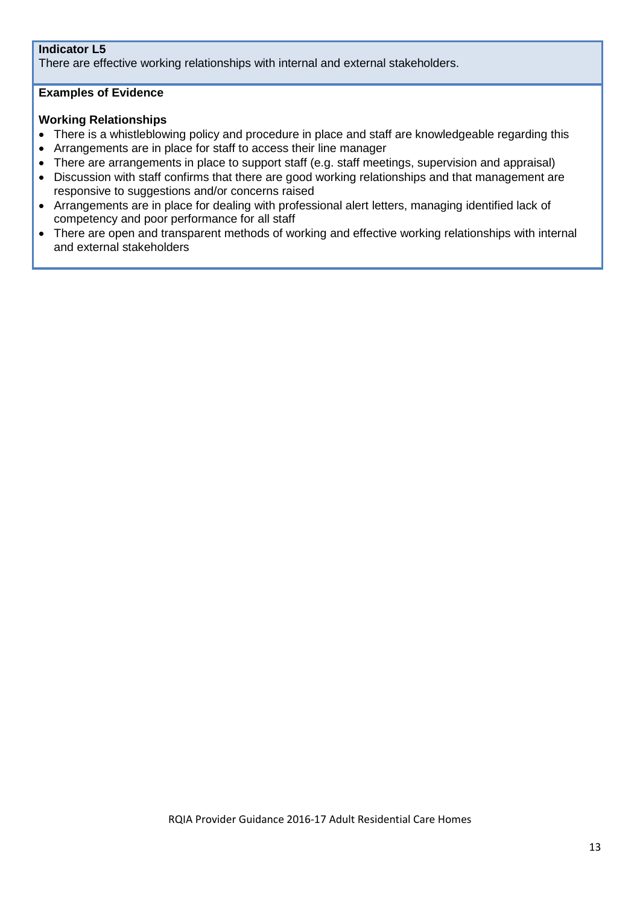**Indicator L5**
There are effective working relationships with internal and external stakeholders.

**Examples of Evidence**

**Working Relationships**

- There is a whistleblowing policy and procedure in place and staff are knowledgeable regarding this
- Arrangements are in place for staff to access their line manager
- There are arrangements in place to support staff (e.g. staff meetings, supervision and appraisal)
- Discussion with staff confirms that there are good working relationships and that management are responsive to suggestions and/or concerns raised
- Arrangements are in place for dealing with professional alert letters, managing identified lack of competency and poor performance for all staff
- There are open and transparent methods of working and effective working relationships with internal and external stakeholders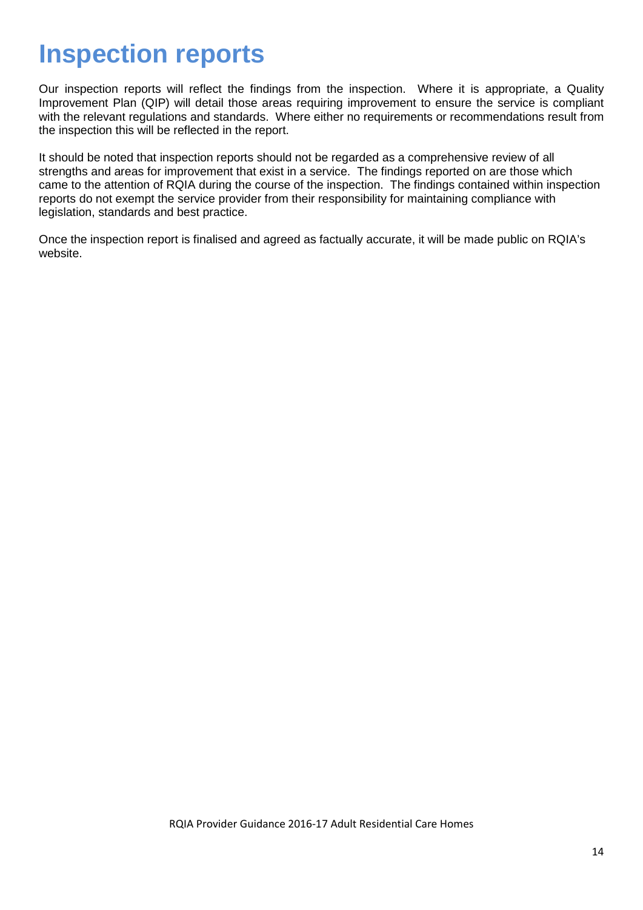# Inspection reports

Our inspection reports will reflect the findings from the inspection. Where it is appropriate, a Quality Improvement Plan (QIP) will detail those areas requiring improvement to ensure the service is compliant with the relevant regulations and standards. Where either no requirements or recommendations result from the inspection this will be reflected in the report.

It should be noted that inspection reports should not be regarded as a comprehensive review of all strengths and areas for improvement that exist in a service. The findings reported on are those which came to the attention of RQIA during the course of the inspection. The findings contained within inspection reports do not exempt the service provider from their responsibility for maintaining compliance with legislation, standards and best practice.

Once the inspection report is finalised and agreed as factually accurate, it will be made public on RQIA's website.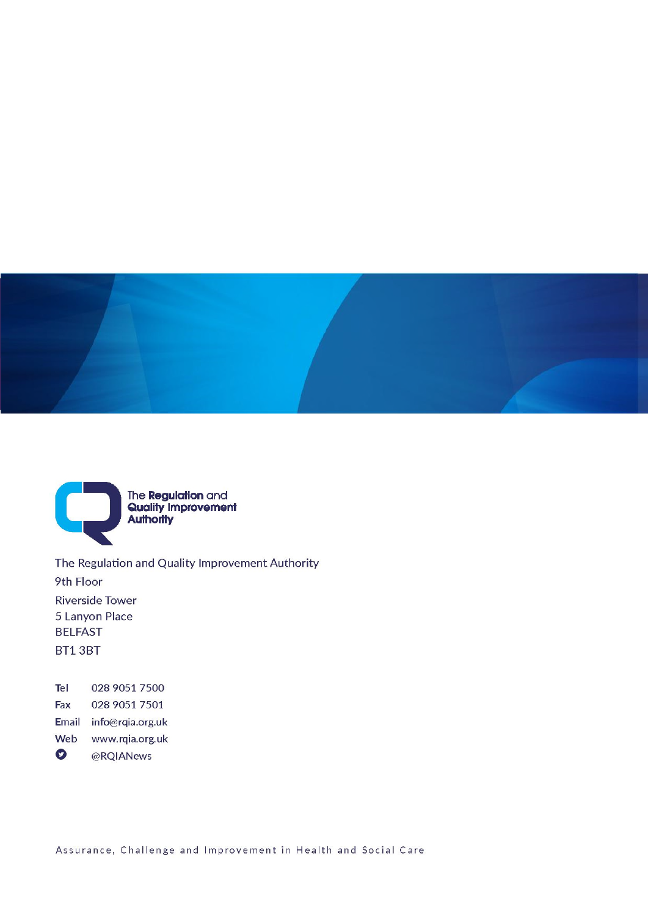The Regulation and Quality Improvement Authority

The Regulation and Quality Improvement Authority
9th Floor
Riverside Tower
5 Lanyon Place
BELFAST
BT1 3BT

| | |
|---|---|
| Tel | 028 9051 7500 |
| Fax | 028 9051 7501 |
| Email | info@rqia.org.uk |
| Web | www.rqia.org.uk |
| | @RQIANews |

Assurance, Challenge and Improvement in Health and Social Care